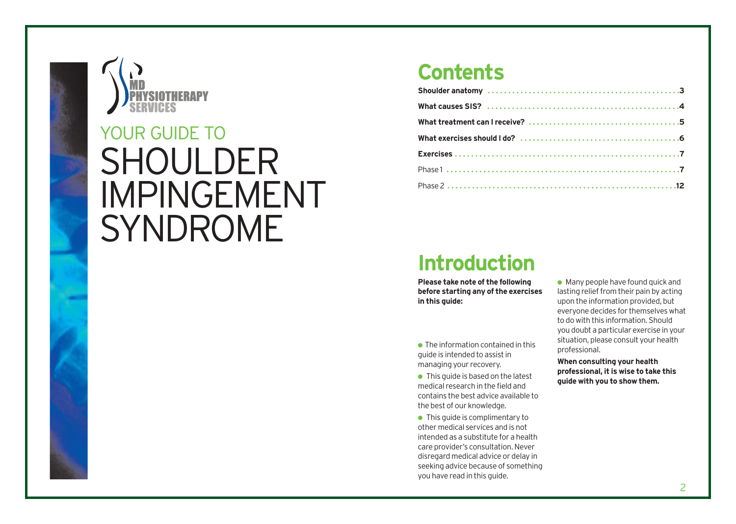MD PHYSIOTHERAPY SERVICES

# YOUR GUIDE TO SHOULDER IMPINGEMENT SYNDROME

## Contents

| | |
|---|---|
| **Shoulder anatomy** | **3** |
| **What causes SIS?** | **4** |
| **What treatment can I receive?** | **5** |
| **What exercises should I do?** | **6** |
| **Exercises** | **7** |
| Phase 1 | **7** |
| Phase 2 | **12** |

## Introduction

**Please take note of the following before starting any of the exercises in this guide:**

- The information contained in this guide is intended to assist in managing your recovery.
- This guide is based on the latest medical research in the field and contains the best advice available to the best of our knowledge.
- This guide is complimentary to other medical services and is not intended as a substitute for a health care provider's consultation. Never disregard medical advice or delay in seeking advice because of something you have read in this guide.
- Many people have found quick and lasting relief from their pain by acting upon the information provided, but everyone decides for themselves what to do with this information. Should you doubt a particular exercise in your situation, please consult your health professional.

**When consulting your health professional, it is wise to take this guide with you to show them.**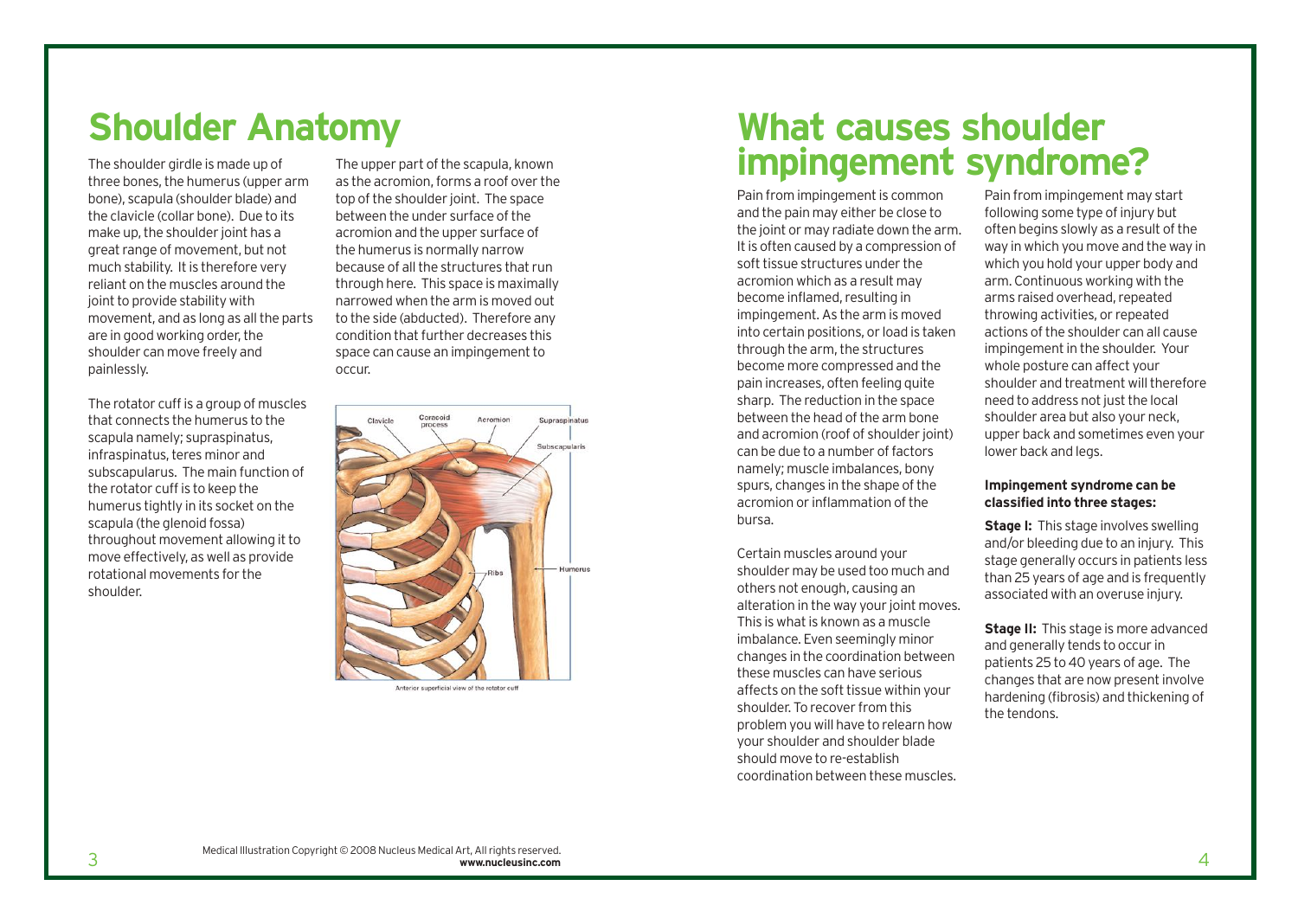# Shoulder Anatomy

The shoulder girdle is made up of three bones, the humerus (upper arm bone), scapula (shoulder blade) and the clavicle (collar bone). Due to its make up, the shoulder joint has a great range of movement, but not much stability. It is therefore very reliant on the muscles around the joint to provide stability with movement, and as long as all the parts are in good working order, the shoulder can move freely and painlessly.

The rotator cuff is a group of muscles that connects the humerus to the scapula namely; supraspinatus, infraspinatus, teres minor and subscapularus. The main function of the rotator cuff is to keep the humerus tightly in its socket on the scapula (the glenoid fossa) throughout movement allowing it to move effectively, as well as provide rotational movements for the shoulder.

The upper part of the scapula, known as the acromion, forms a roof over the top of the shoulder joint. The space between the under surface of the acromion and the upper surface of the humerus is normally narrow because of all the structures that run through here. This space is maximally narrowed when the arm is moved out to the side (abducted). Therefore any condition that further decreases this space can cause an impingement to occur.

Clavicle, Coracoid process, Acromion, Supraspinatus, Subscapularis, Ribs, Humerus

Anterior superficial view of the rotator cuff

Medical Illustration Copyright © 2008 Nucleus Medical Art, All rights reserved. **www.nucleusinc.com**

# What causes shoulder impingement syndrome?

Pain from impingement is common and the pain may either be close to the joint or may radiate down the arm. It is often caused by a compression of soft tissue structures under the acromion which as a result may become inflamed, resulting in impingement. As the arm is moved into certain positions, or load is taken through the arm, the structures become more compressed and the pain increases, often feeling quite sharp. The reduction in the space between the head of the arm bone and acromion (roof of shoulder joint) can be due to a number of factors namely; muscle imbalances, bony spurs, changes in the shape of the acromion or inflammation of the bursa.

Certain muscles around your shoulder may be used too much and others not enough, causing an alteration in the way your joint moves. This is what is known as a muscle imbalance. Even seemingly minor changes in the coordination between these muscles can have serious affects on the soft tissue within your shoulder. To recover from this problem you will have to relearn how your shoulder and shoulder blade should move to re-establish coordination between these muscles.

Pain from impingement may start following some type of injury but often begins slowly as a result of the way in which you move and the way in which you hold your upper body and arm. Continuous working with the arms raised overhead, repeated throwing activities, or repeated actions of the shoulder can all cause impingement in the shoulder. Your whole posture can affect your shoulder and treatment will therefore need to address not just the local shoulder area but also your neck, upper back and sometimes even your lower back and legs.

**Impingement syndrome can be classified into three stages:**

**Stage I:** This stage involves swelling and/or bleeding due to an injury. This stage generally occurs in patients less than 25 years of age and is frequently associated with an overuse injury.

**Stage II:** This stage is more advanced and generally tends to occur in patients 25 to 40 years of age. The changes that are now present involve hardening (fibrosis) and thickening of the tendons.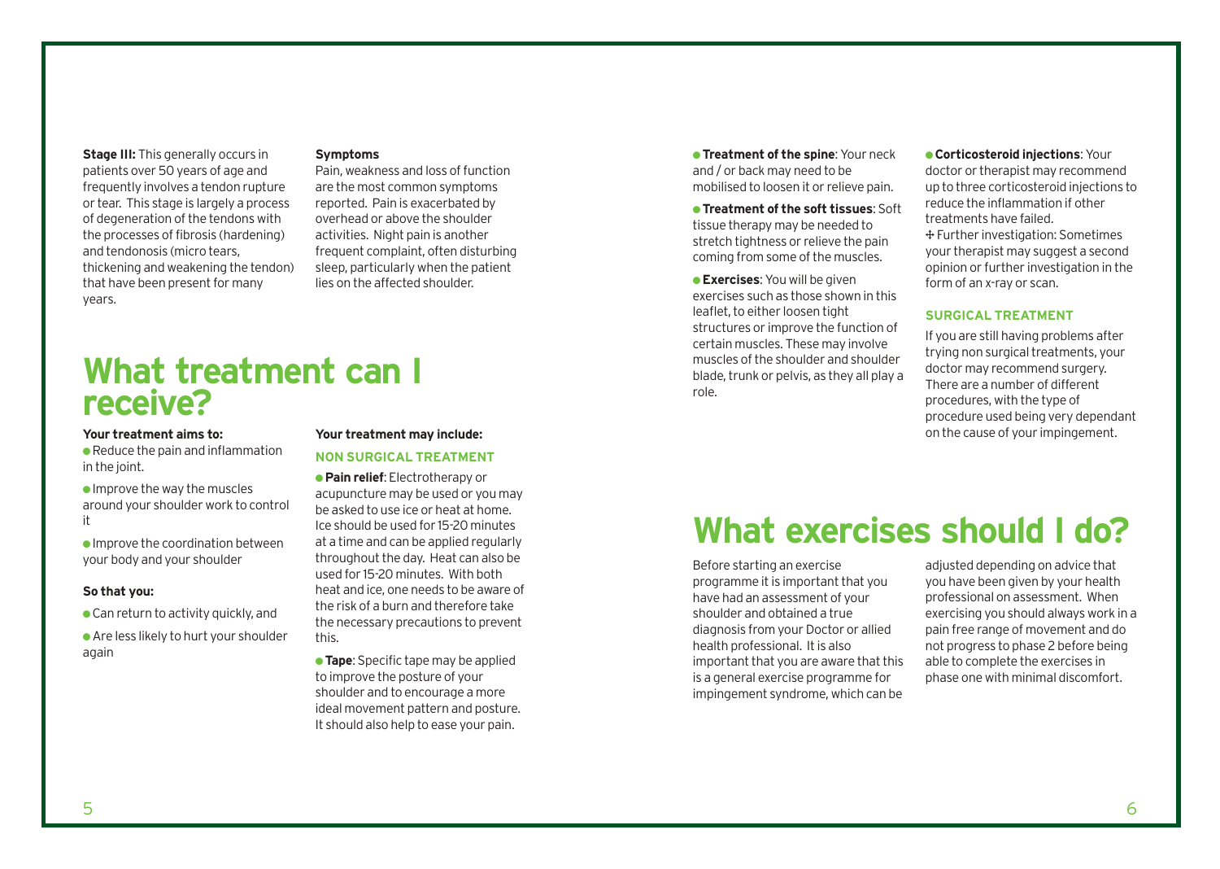**Stage III:** This generally occurs in patients over 50 years of age and frequently involves a tendon rupture or tear. This stage is largely a process of degeneration of the tendons with the processes of fibrosis (hardening) and tendonosis (micro tears, thickening and weakening the tendon) that have been present for many years.

**Symptoms**

Pain, weakness and loss of function are the most common symptoms reported. Pain is exacerbated by overhead or above the shoulder activities. Night pain is another frequent complaint, often disturbing sleep, particularly when the patient lies on the affected shoulder.

# What treatment can I receive?

**Your treatment aims to:**

- Reduce the pain and inflammation in the joint.
- Improve the way the muscles around your shoulder work to control it
- Improve the coordination between your body and your shoulder

**So that you:**

- Can return to activity quickly, and
- Are less likely to hurt your shoulder again

**Your treatment may include:**

**NON SURGICAL TREATMENT**

- **Pain relief**: Electrotherapy or acupuncture may be used or you may be asked to use ice or heat at home. Ice should be used for 15-20 minutes at a time and can be applied regularly throughout the day. Heat can also be used for 15-20 minutes. With both heat and ice, one needs to be aware of the risk of a burn and therefore take the necessary precautions to prevent this.
- **Tape**: Specific tape may be applied to improve the posture of your shoulder and to encourage a more ideal movement pattern and posture. It should also help to ease your pain.
- **Treatment of the spine**: Your neck and / or back may need to be mobilised to loosen it or relieve pain.
- **Treatment of the soft tissues**: Soft tissue therapy may be needed to stretch tightness or relieve the pain coming from some of the muscles.
- **Exercises**: You will be given exercises such as those shown in this leaflet, to either loosen tight structures or improve the function of certain muscles. These may involve muscles of the shoulder and shoulder blade, trunk or pelvis, as they all play a role.
- **Corticosteroid injections**: Your doctor or therapist may recommend up to three corticosteroid injections to reduce the inflammation if other treatments have failed.

✢ Further investigation: Sometimes your therapist may suggest a second opinion or further investigation in the form of an x-ray or scan.

**SURGICAL TREATMENT**

If you are still having problems after trying non surgical treatments, your doctor may recommend surgery. There are a number of different procedures, with the type of procedure used being very dependant on the cause of your impingement.

# What exercises should I do?

Before starting an exercise programme it is important that you have had an assessment of your shoulder and obtained a true diagnosis from your Doctor or allied health professional. It is also important that you are aware that this is a general exercise programme for impingement syndrome, which can be adjusted depending on advice that you have been given by your health professional on assessment. When exercising you should always work in a pain free range of movement and do not progress to phase 2 before being able to complete the exercises in phase one with minimal discomfort.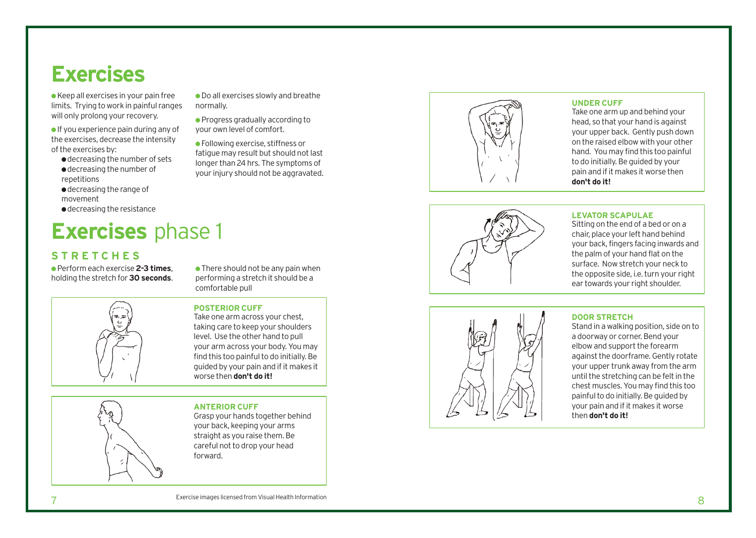# Exercises

- Keep all exercises in your pain free limits. Trying to work in painful ranges will only prolong your recovery.
- If you experience pain during any of the exercises, decrease the intensity of the exercises by:
  - decreasing the number of sets
  - decreasing the number of repetitions
  - decreasing the range of movement
  - decreasing the resistance
- Do all exercises slowly and breathe normally.
- Progress gradually according to your own level of comfort.
- Following exercise, stiffness or fatigue may result but should not last longer than 24 hrs. The symptoms of your injury should not be aggravated.

# Exercises phase 1

## STRETCHES

- Perform each exercise **2-3 times**, holding the stretch for **30 seconds**.
- There should not be any pain when performing a stretch it should be a comfortable pull

### POSTERIOR CUFF

Take one arm across your chest, taking care to keep your shoulders level. Use the other hand to pull your arm across your body. You may find this too painful to do initially. Be guided by your pain and if it makes it worse then **don't do it!**

### ANTERIOR CUFF

Grasp your hands together behind your back, keeping your arms straight as you raise them. Be careful not to drop your head forward.

### UNDER CUFF

Take one arm up and behind your head, so that your hand is against your upper back. Gently push down on the raised elbow with your other hand. You may find this too painful to do initially. Be guided by your pain and if it makes it worse then **don't do it!**

### LEVATOR SCAPULAE

Sitting on the end of a bed or on a chair, place your left hand behind your back, fingers facing inwards and the palm of your hand flat on the surface. Now stretch your neck to the opposite side, i.e. turn your right ear towards your right shoulder.

### DOOR STRETCH

Stand in a walking position, side on to a doorway or corner. Bend your elbow and support the forearm against the doorframe. Gently rotate your upper trunk away from the arm until the stretching can be felt in the chest muscles. You may find this too painful to do initially. Be guided by your pain and if it makes it worse then **don't do it!**

Exercise images licensed from Visual Health Information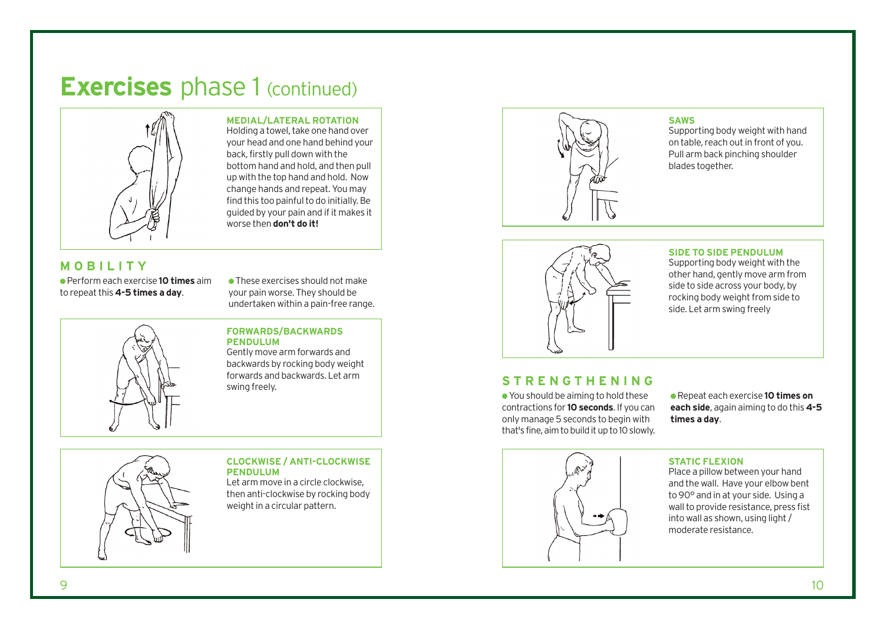# **Exercises** phase 1 (continued)

### MEDIAL/LATERAL ROTATION

Holding a towel, take one hand over your head and one hand behind your back, firstly pull down with the bottom hand and hold, and then pull up with the top hand and hold. Now change hands and repeat. You may find this too painful to do initially. Be guided by your pain and if it makes it worse then **don't do it!**

## MOBILITY

- Perform each exercise **10 times** aim to repeat this **4-5 times a day**.
- These exercises should not make your pain worse. They should be undertaken within a pain-free range.

### FORWARDS/BACKWARDS PENDULUM

Gently move arm forwards and backwards by rocking body weight forwards and backwards. Let arm swing freely.

### CLOCKWISE / ANTI-CLOCKWISE PENDULUM

Let arm move in a circle clockwise, then anti-clockwise by rocking body weight in a circular pattern.

### SAWS

Supporting body weight with hand on table, reach out in front of you. Pull arm back pinching shoulder blades together.

### SIDE TO SIDE PENDULUM

Supporting body weight with the other hand, gently move arm from side to side across your body, by rocking body weight from side to side. Let arm swing freely

## STRENGTHENING

- You should be aiming to hold these contractions for **10 seconds**. If you can only manage 5 seconds to begin with that's fine, aim to build it up to 10 slowly.
- Repeat each exercise **10 times on each side**, again aiming to do this **4-5 times a day**.

### STATIC FLEXION

Place a pillow between your hand and the wall. Have your elbow bent to 90° and in at your side. Using a wall to provide resistance, press fist into wall as shown, using light / moderate resistance.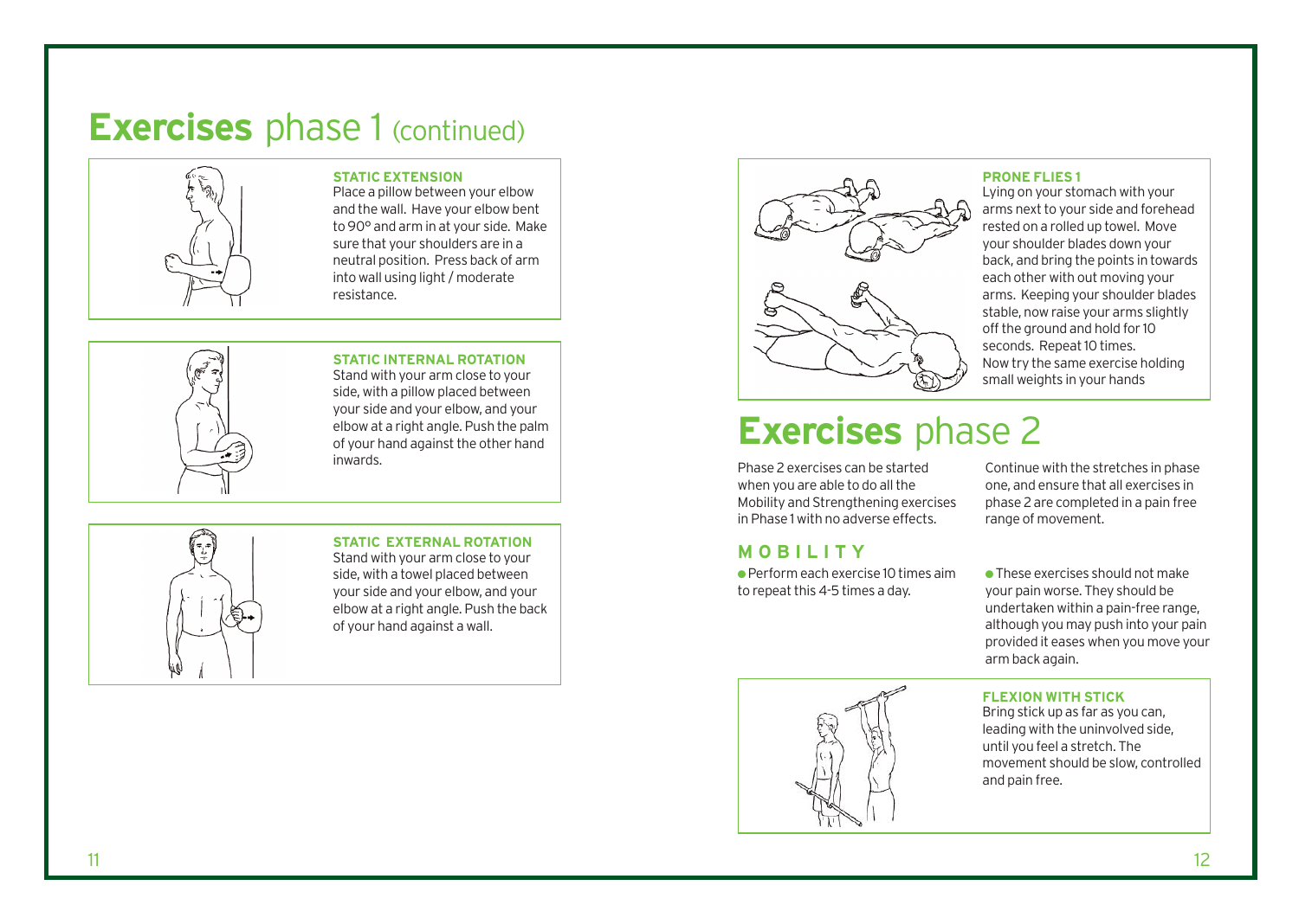# Exercises phase 1 (continued)

**STATIC EXTENSION**

Place a pillow between your elbow and the wall. Have your elbow bent to 90° and arm in at your side. Make sure that your shoulders are in a neutral position. Press back of arm into wall using light / moderate resistance.

**STATIC INTERNAL ROTATION**

Stand with your arm close to your side, with a pillow placed between your side and your elbow, and your elbow at a right angle. Push the palm of your hand against the other hand inwards.

**STATIC EXTERNAL ROTATION**

Stand with your arm close to your side, with a towel placed between your side and your elbow, and your elbow at a right angle. Push the back of your hand against a wall.

**PRONE FLIES 1**

Lying on your stomach with your arms next to your side and forehead rested on a rolled up towel. Move your shoulder blades down your back, and bring the points in towards each other with out moving your arms. Keeping your shoulder blades stable, now raise your arms slightly off the ground and hold for 10 seconds. Repeat 10 times. Now try the same exercise holding small weights in your hands

# Exercises phase 2

Phase 2 exercises can be started when you are able to do all the Mobility and Strengthening exercises in Phase 1 with no adverse effects.

Continue with the stretches in phase one, and ensure that all exercises in phase 2 are completed in a pain free range of movement.

## MOBILITY

- Perform each exercise 10 times aim to repeat this 4-5 times a day.
- These exercises should not make your pain worse. They should be undertaken within a pain-free range, although you may push into your pain provided it eases when you move your arm back again.

**FLEXION WITH STICK**

Bring stick up as far as you can, leading with the uninvolved side, until you feel a stretch. The movement should be slow, controlled and pain free.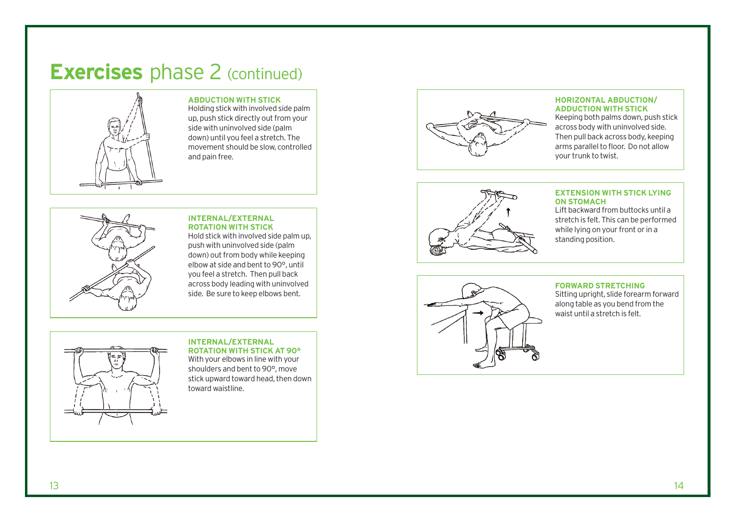# **Exercises** phase 2 (continued)

### ABDUCTION WITH STICK

Holding stick with involved side palm up, push stick directly out from your side with uninvolved side (palm down) until you feel a stretch. The movement should be slow, controlled and pain free.

### INTERNAL/EXTERNAL ROTATION WITH STICK

Hold stick with involved side palm up, push with uninvolved side (palm down) out from body while keeping elbow at side and bent to 90°, until you feel a stretch. Then pull back across body leading with uninvolved side. Be sure to keep elbows bent.

### INTERNAL/EXTERNAL ROTATION WITH STICK AT 90°

With your elbows in line with your shoulders and bent to 90°, move stick upward toward head, then down toward waistline.

### HORIZONTAL ABDUCTION/ ADDUCTION WITH STICK

Keeping both palms down, push stick across body with uninvolved side. Then pull back across body, keeping arms parallel to floor. Do not allow your trunk to twist.

### EXTENSION WITH STICK LYING ON STOMACH

Lift backward from buttocks until a stretch is felt. This can be performed while lying on your front or in a standing position.

### FORWARD STRETCHING

Sitting upright, slide forearm forward along table as you bend from the waist until a stretch is felt.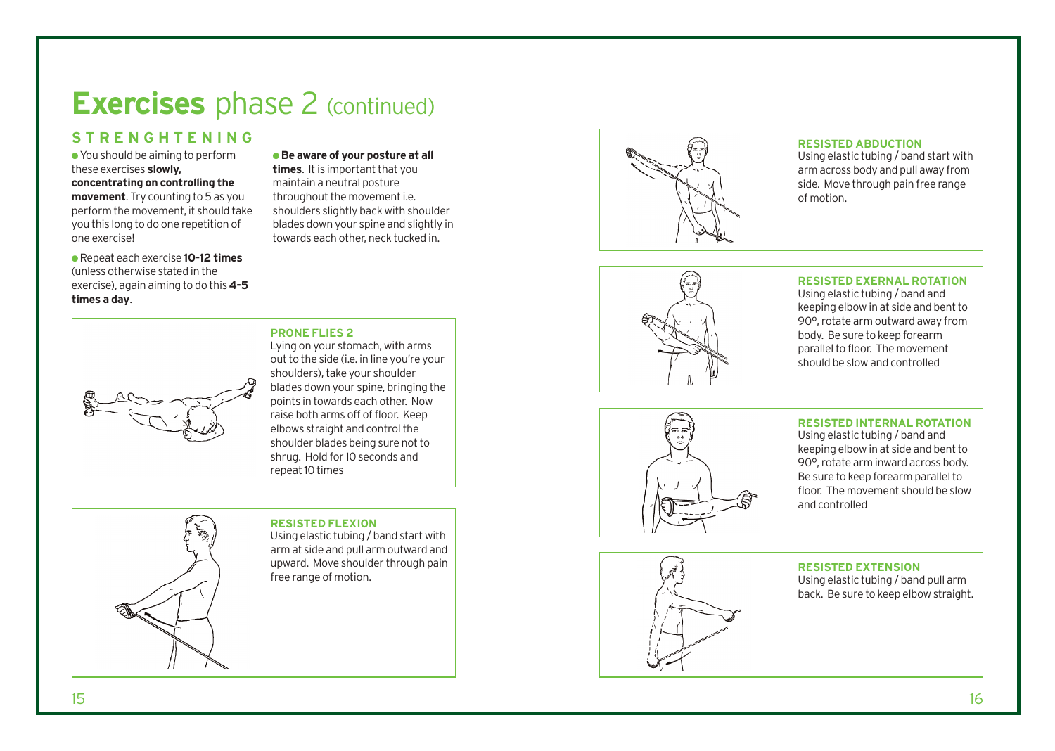# **Exercises** phase 2 (continued)

## STRENGHTENING

- You should be aiming to perform these exercises **slowly, concentrating on controlling the movement**. Try counting to 5 as you perform the movement, it should take you this long to do one repetition of one exercise!
- Repeat each exercise **10-12 times** (unless otherwise stated in the exercise), again aiming to do this **4-5 times a day**.
- **Be aware of your posture at all times**. It is important that you maintain a neutral posture throughout the movement i.e. shoulders slightly back with shoulder blades down your spine and slightly in towards each other, neck tucked in.

### PRONE FLIES 2

Lying on your stomach, with arms out to the side (i.e. in line you're your shoulders), take your shoulder blades down your spine, bringing the points in towards each other. Now raise both arms off of floor. Keep elbows straight and control the shoulder blades being sure not to shrug. Hold for 10 seconds and repeat 10 times

### RESISTED FLEXION

Using elastic tubing / band start with arm at side and pull arm outward and upward. Move shoulder through pain free range of motion.

### RESISTED ABDUCTION

Using elastic tubing / band start with arm across body and pull away from side. Move through pain free range of motion.

### RESISTED EXERNAL ROTATION

Using elastic tubing / band and keeping elbow in at side and bent to 90°, rotate arm outward away from body. Be sure to keep forearm parallel to floor. The movement should be slow and controlled

### RESISTED INTERNAL ROTATION

Using elastic tubing / band and keeping elbow in at side and bent to 90°, rotate arm inward across body. Be sure to keep forearm parallel to floor. The movement should be slow and controlled

### RESISTED EXTENSION

Using elastic tubing / band pull arm back. Be sure to keep elbow straight.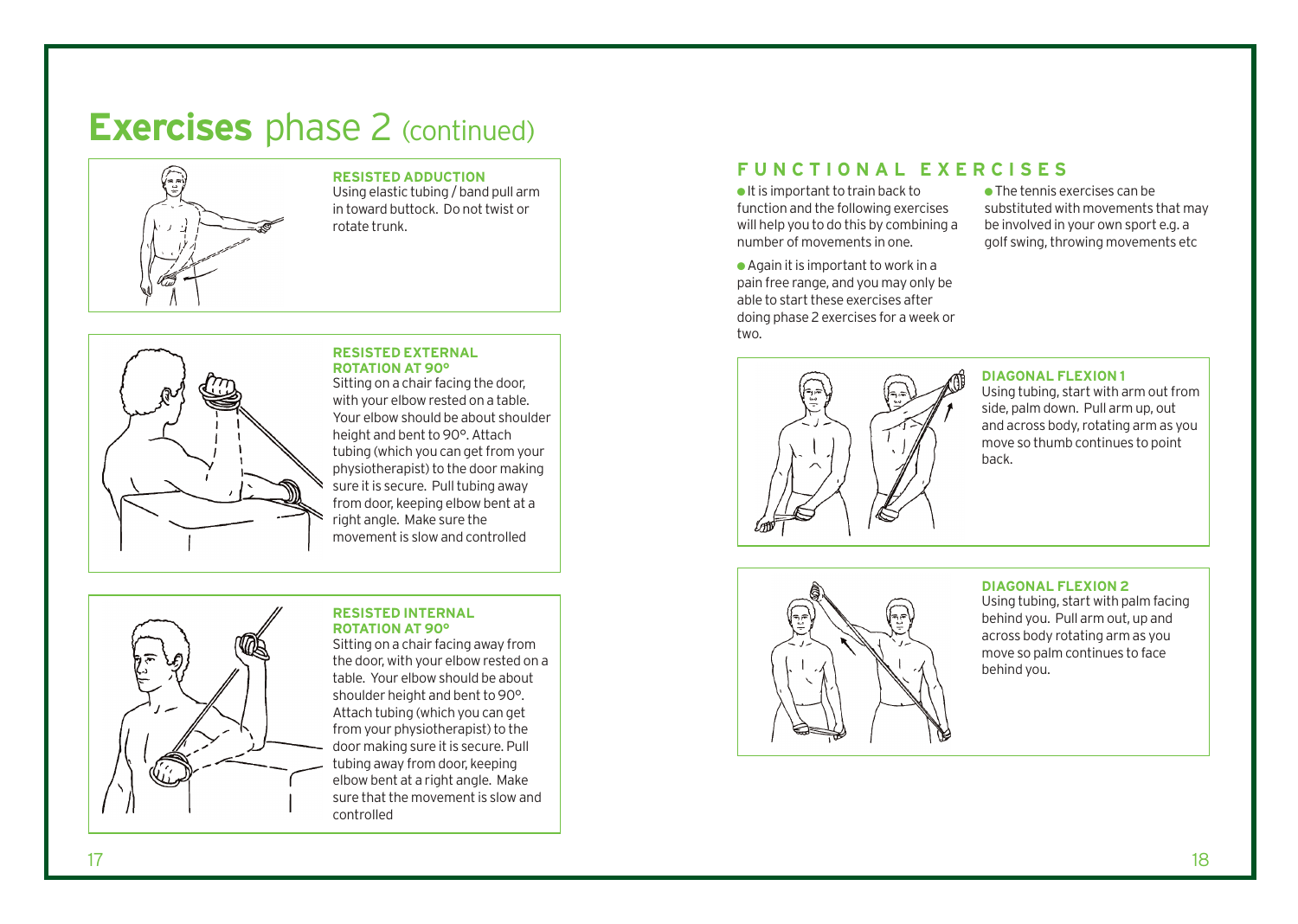# Exercises phase 2 (continued)

### RESISTED ADDUCTION

Using elastic tubing / band pull arm in toward buttock. Do not twist or rotate trunk.

### RESISTED EXTERNAL ROTATION AT 90°

Sitting on a chair facing the door, with your elbow rested on a table. Your elbow should be about shoulder height and bent to 90°. Attach tubing (which you can get from your physiotherapist) to the door making sure it is secure. Pull tubing away from door, keeping elbow bent at a right angle. Make sure the movement is slow and controlled

### RESISTED INTERNAL ROTATION AT 90°

Sitting on a chair facing away from the door, with your elbow rested on a table. Your elbow should be about shoulder height and bent to 90°. Attach tubing (which you can get from your physiotherapist) to the door making sure it is secure. Pull tubing away from door, keeping elbow bent at a right angle. Make sure that the movement is slow and controlled

## FUNCTIONAL EXERCISES

- It is important to train back to function and the following exercises will help you to do this by combining a number of movements in one.
- Again it is important to work in a pain free range, and you may only be able to start these exercises after doing phase 2 exercises for a week or two.
- The tennis exercises can be substituted with movements that may be involved in your own sport e.g. a golf swing, throwing movements etc

### DIAGONAL FLEXION 1

Using tubing, start with arm out from side, palm down. Pull arm up, out and across body, rotating arm as you move so thumb continues to point back.

### DIAGONAL FLEXION 2

Using tubing, start with palm facing behind you. Pull arm out, up and across body rotating arm as you move so palm continues to face behind you.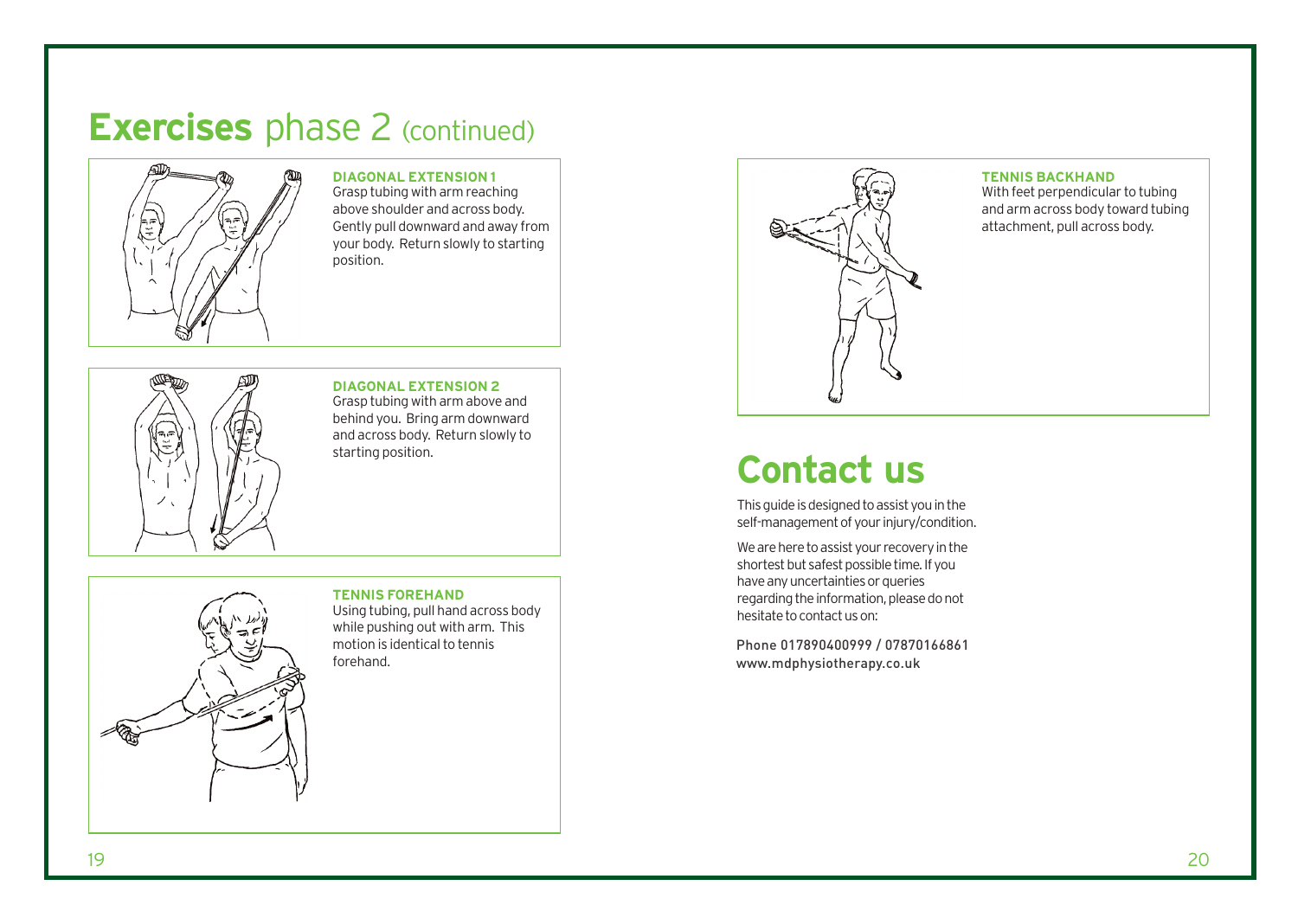# **Exercises** phase 2 (continued)

**DIAGONAL EXTENSION 1**

Grasp tubing with arm reaching above shoulder and across body. Gently pull downward and away from your body. Return slowly to starting position.

**DIAGONAL EXTENSION 2**

Grasp tubing with arm above and behind you. Bring arm downward and across body. Return slowly to starting position.

**TENNIS FOREHAND**

Using tubing, pull hand across body while pushing out with arm. This motion is identical to tennis forehand.

**TENNIS BACKHAND**

With feet perpendicular to tubing and arm across body toward tubing attachment, pull across body.

# Contact us

This guide is designed to assist you in the self-management of your injury/condition.

We are here to assist your recovery in the shortest but safest possible time. If you have any uncertainties or queries regarding the information, please do not hesitate to contact us on:

Phone 017890400999 / 07870166861
www.mdphysiotherapy.co.uk